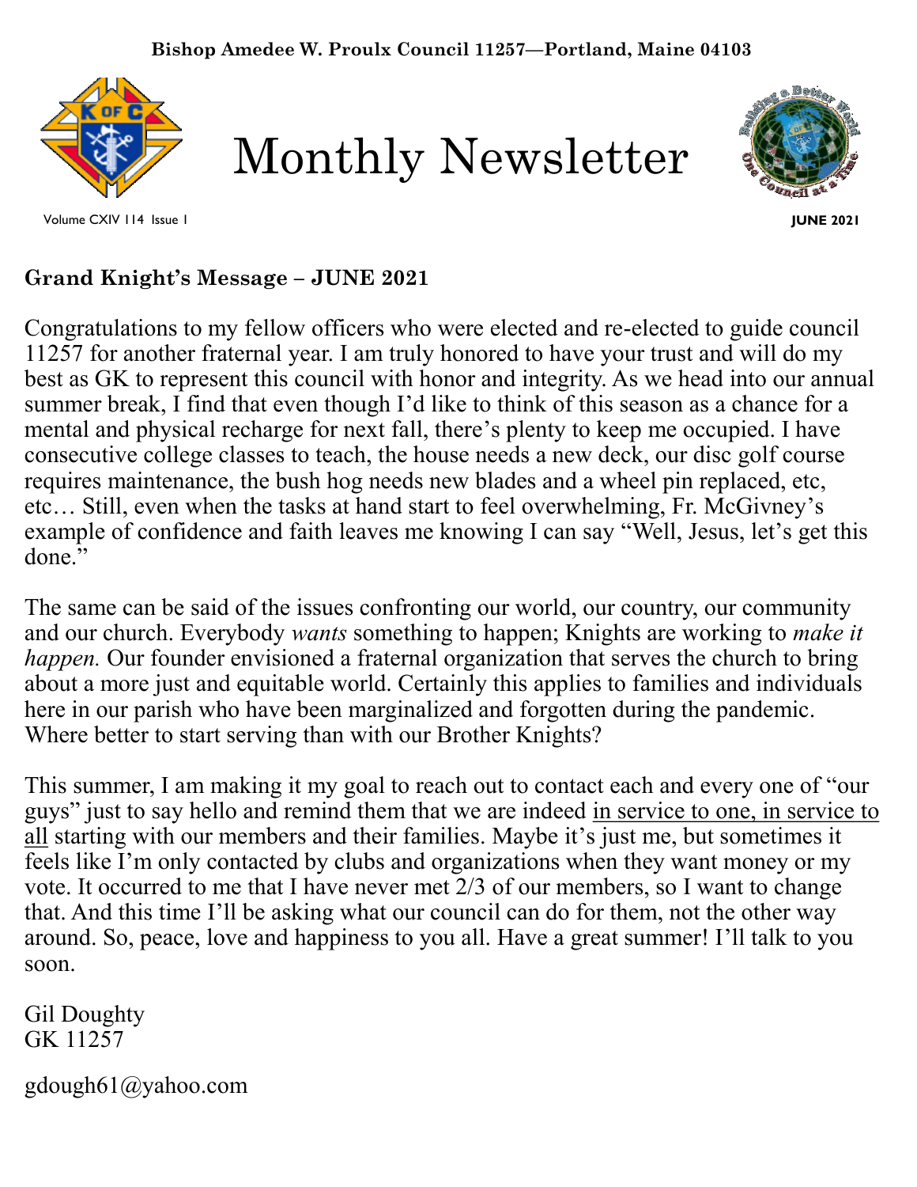Bishop Amedee W. Proulx Council 11257—Portland, Maine 04103

# Monthly Newsletter

Volume CXIV 114 Issue 1

**JUNE 2021**

## Grand Knight's Message – JUNE 2021

Congratulations to my fellow officers who were elected and re-elected to guide council 11257 for another fraternal year. I am truly honored to have your trust and will do my best as GK to represent this council with honor and integrity. As we head into our annual summer break, I find that even though I'd like to think of this season as a chance for a mental and physical recharge for next fall, there's plenty to keep me occupied. I have consecutive college classes to teach, the house needs a new deck, our disc golf course requires maintenance, the bush hog needs new blades and a wheel pin replaced, etc, etc… Still, even when the tasks at hand start to feel overwhelming, Fr. McGivney's example of confidence and faith leaves me knowing I can say "Well, Jesus, let's get this done."

The same can be said of the issues confronting our world, our country, our community and our church. Everybody *wants* something to happen; Knights are working to *make it happen.* Our founder envisioned a fraternal organization that serves the church to bring about a more just and equitable world. Certainly this applies to families and individuals here in our parish who have been marginalized and forgotten during the pandemic. Where better to start serving than with our Brother Knights?

This summer, I am making it my goal to reach out to contact each and every one of "our guys" just to say hello and remind them that we are indeed <u>in service to one, in service to all</u> starting with our members and their families. Maybe it's just me, but sometimes it feels like I'm only contacted by clubs and organizations when they want money or my vote. It occurred to me that I have never met 2/3 of our members, so I want to change that. And this time I'll be asking what our council can do for them, not the other way around. So, peace, love and happiness to you all. Have a great summer! I'll talk to you soon.

Gil Doughty
GK 11257

gdough61@yahoo.com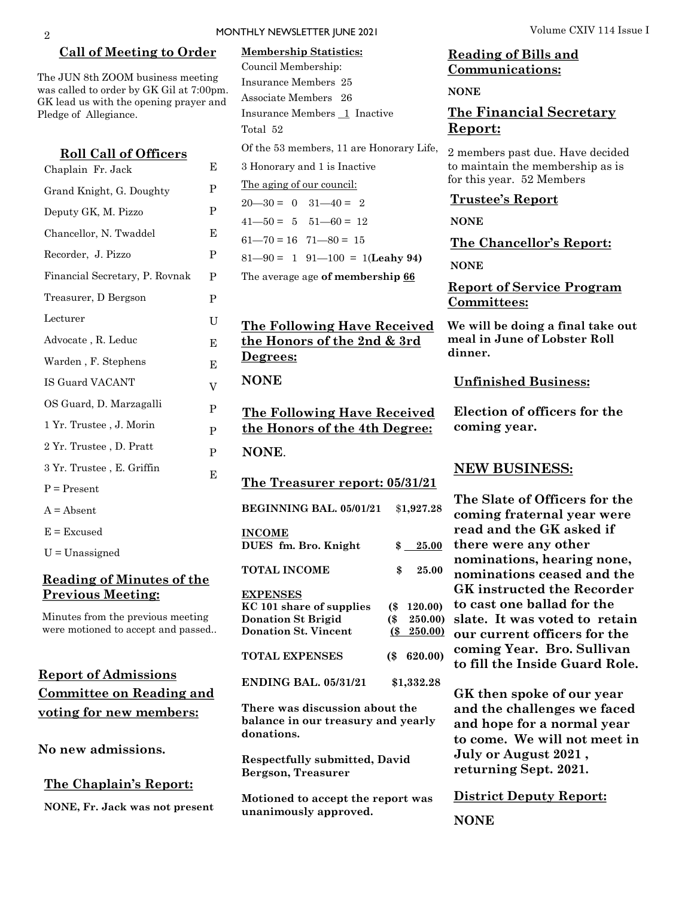## Call of Meeting to Order

The JUN 8th ZOOM business meeting was called to order by GK Gil at 7:00pm. GK lead us with the opening prayer and Pledge of Allegiance.

## Roll Call of Officers

| Officer | |
|---|---|
| Chaplain Fr. Jack | E |
| Grand Knight, G. Doughty | P |
| Deputy GK, M. Pizzo | P |
| Chancellor, N. Twaddel | E |
| Recorder, J. Pizzo | P |
| Financial Secretary, P. Rovnak | P |
| Treasurer, D Bergson | P |
| Lecturer | U |
| Advocate , R. Leduc | E |
| Warden , F. Stephens | E |
| IS Guard VACANT | V |
| OS Guard, D. Marzagalli | P |
| 1 Yr. Trustee , J. Morin | P |
| 2 Yr. Trustee , D. Pratt | P |
| 3 Yr. Trustee , E. Griffin | E |

P = Present

A = Absent

E = Excused

U = Unassigned

## Reading of Minutes of the Previous Meeting:

Minutes from the previous meeting were motioned to accept and passed..

## Report of Admissions Committee on Reading and voting for new members:

**No new admissions.**

## The Chaplain's Report:

**NONE, Fr. Jack was not present**

**Membership Statistics:**

Council Membership:

Insurance Members 25

Associate Members 26

Insurance Members 1 Inactive

Total 52

Of the 53 members, 11 are Honorary Life, 3 Honorary and 1 is Inactive

The aging of our council:

20—30 = 0 31—40 = 2

41—50 = 5 51—60 = 12

61—70 = 16 71—80 = 15

81—90 = 1 91—100 = 1(**Leahy 94)**

The average age **of membership 66**

## The Following Have Received the Honors of the 2nd & 3rd Degrees:

**NONE**

## The Following Have Received the Honors of the 4th Degree:

**NONE**.

## The Treasurer report: 05/31/21

| | |
|---|---|
| **BEGINNING BAL. 05/01/21** | $**1,927.28** |
| **INCOME** | |
| **DUES fm. Bro. Knight** | **$ 25.00** |
| **TOTAL INCOME** | **$ 25.00** |
| **EXPENSES** | |
| **KC 101 share of supplies** | **($ 120.00)** |
| **Donation St Brigid** | **($ 250.00)** |
| **Donation St. Vincent** | **($ 250.00)** |
| **TOTAL EXPENSES** | **($ 620.00)** |
| **ENDING BAL. 05/31/21** | **$1,332.28** |

**There was discussion about the balance in our treasury and yearly donations.**

**Respectfully submitted, David Bergson, Treasurer**

**Motioned to accept the report was unanimously approved.**

## Reading of Bills and Communications:

**NONE**

## The Financial Secretary Report:

2 members past due. Have decided to maintain the membership as is for this year. 52 Members

## Trustee's Report

**NONE**

## The Chancellor's Report:

**NONE**

## Report of Service Program Committees:

**We will be doing a final take out meal in June of Lobster Roll dinner.**

## Unfinished Business:

**Election of officers for the coming year.**

## NEW BUSINESS:

**The Slate of Officers for the coming fraternal year were read and the GK asked if there were any other nominations, hearing none, nominations ceased and the GK instructed the Recorder to cast one ballad for the slate. It was voted to retain our current officers for the coming Year. Bro. Sullivan to fill the Inside Guard Role.**

**GK then spoke of our year and the challenges we faced and hope for a normal year to come. We will not meet in July or August 2021 , returning Sept. 2021.**

## District Deputy Report:

**NONE**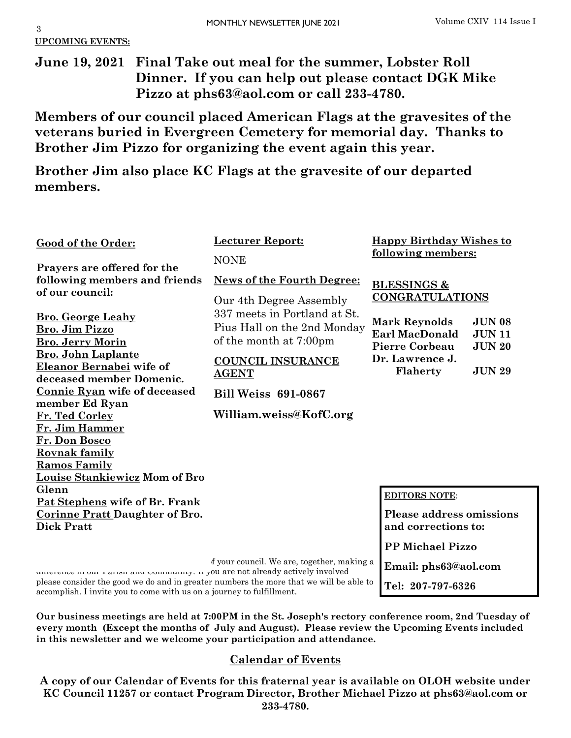**UPCOMING EVENTS:**

**June 19, 2021 Final Take out meal for the summer, Lobster Roll Dinner. If you can help out please contact DGK Mike Pizzo at phs63@aol.com or call 233-4780.**

**Members of our council placed American Flags at the gravesites of the veterans buried in Evergreen Cemetery for memorial day. Thanks to Brother Jim Pizzo for organizing the event again this year.**

**Brother Jim also place KC Flags at the gravesite of our departed members.**

**Good of the Order:**

**Prayers are offered for the following members and friends of our council:**

**Bro. George Leahy**
**Bro. Jim Pizzo**
**Bro. Jerry Morin**
**Bro. John Laplante**
**Eleanor Bernabei wife of deceased member Domenic.**
**Connie Ryan wife of deceased member Ed Ryan**
**Fr. Ted Corley**
**Fr. Jim Hammer**
**Fr. Don Bosco**
**Rovnak family**
**Ramos Family**
**Louise Stankiewicz Mom of Bro Glenn**
**Pat Stephens wife of Br. Frank**
**Corinne Pratt Daughter of Bro. Dick Pratt**

**Lecturer Report:**

NONE

**News of the Fourth Degree:**

Our 4th Degree Assembly 337 meets in Portland at St. Pius Hall on the 2nd Monday of the month at 7:00pm

**COUNCIL INSURANCE AGENT**

**Bill Weiss 691-0867**

**William.weiss@KofC.org**

**Happy Birthday Wishes to following members:**

**BLESSINGS & CONGRATULATIONS**

| | |
|---|---|
| **Mark Reynolds** | **JUN 08** |
| **Earl MacDonald** | **JUN 11** |
| **Pierre Corbeau** | **JUN 20** |
| **Dr. Lawrence J. Flaherty** | **JUN 29** |

**EDITORS NOTE**:

**Please address omissions and corrections to:**

**PP Michael Pizzo**

**Email: phs63@aol.com**

**Tel: 207-797-6326**

f your council. We are, together, making a difference in our Parish and Community. If you are not already actively involved please consider the good we do and in greater numbers the more that we will be able to accomplish. I invite you to come with us on a journey to fulfillment.

**Our business meetings are held at 7:00PM in the St. Joseph's rectory conference room, 2nd Tuesday of every month (Except the months of July and August). Please review the Upcoming Events included in this newsletter and we welcome your participation and attendance.**

## Calendar of Events

**A copy of our Calendar of Events for this fraternal year is available on OLOH website under KC Council 11257 or contact Program Director, Brother Michael Pizzo at phs63@aol.com or 233-4780.**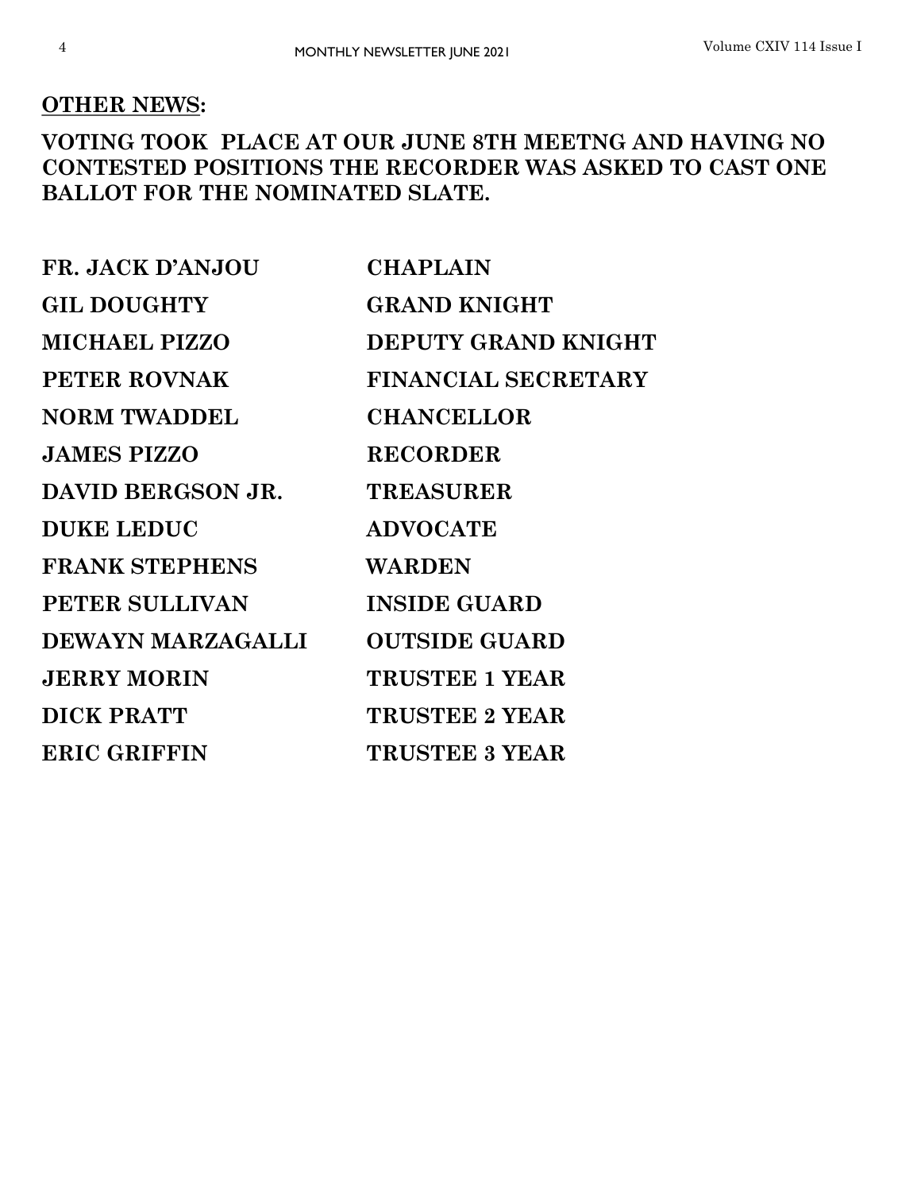**OTHER NEWS:**

**VOTING TOOK PLACE AT OUR JUNE 8TH MEETNG AND HAVING NO CONTESTED POSITIONS THE RECORDER WAS ASKED TO CAST ONE BALLOT FOR THE NOMINATED SLATE.**

| | |
|---|---|
| **FR. JACK D'ANJOU** | **CHAPLAIN** |
| **GIL DOUGHTY** | **GRAND KNIGHT** |
| **MICHAEL PIZZO** | **DEPUTY GRAND KNIGHT** |
| **PETER ROVNAK** | **FINANCIAL SECRETARY** |
| **NORM TWADDEL** | **CHANCELLOR** |
| **JAMES PIZZO** | **RECORDER** |
| **DAVID BERGSON JR.** | **TREASURER** |
| **DUKE LEDUC** | **ADVOCATE** |
| **FRANK STEPHENS** | **WARDEN** |
| **PETER SULLIVAN** | **INSIDE GUARD** |
| **DEWAYN MARZAGALLI** | **OUTSIDE GUARD** |
| **JERRY MORIN** | **TRUSTEE 1 YEAR** |
| **DICK PRATT** | **TRUSTEE 2 YEAR** |
| **ERIC GRIFFIN** | **TRUSTEE 3 YEAR** |